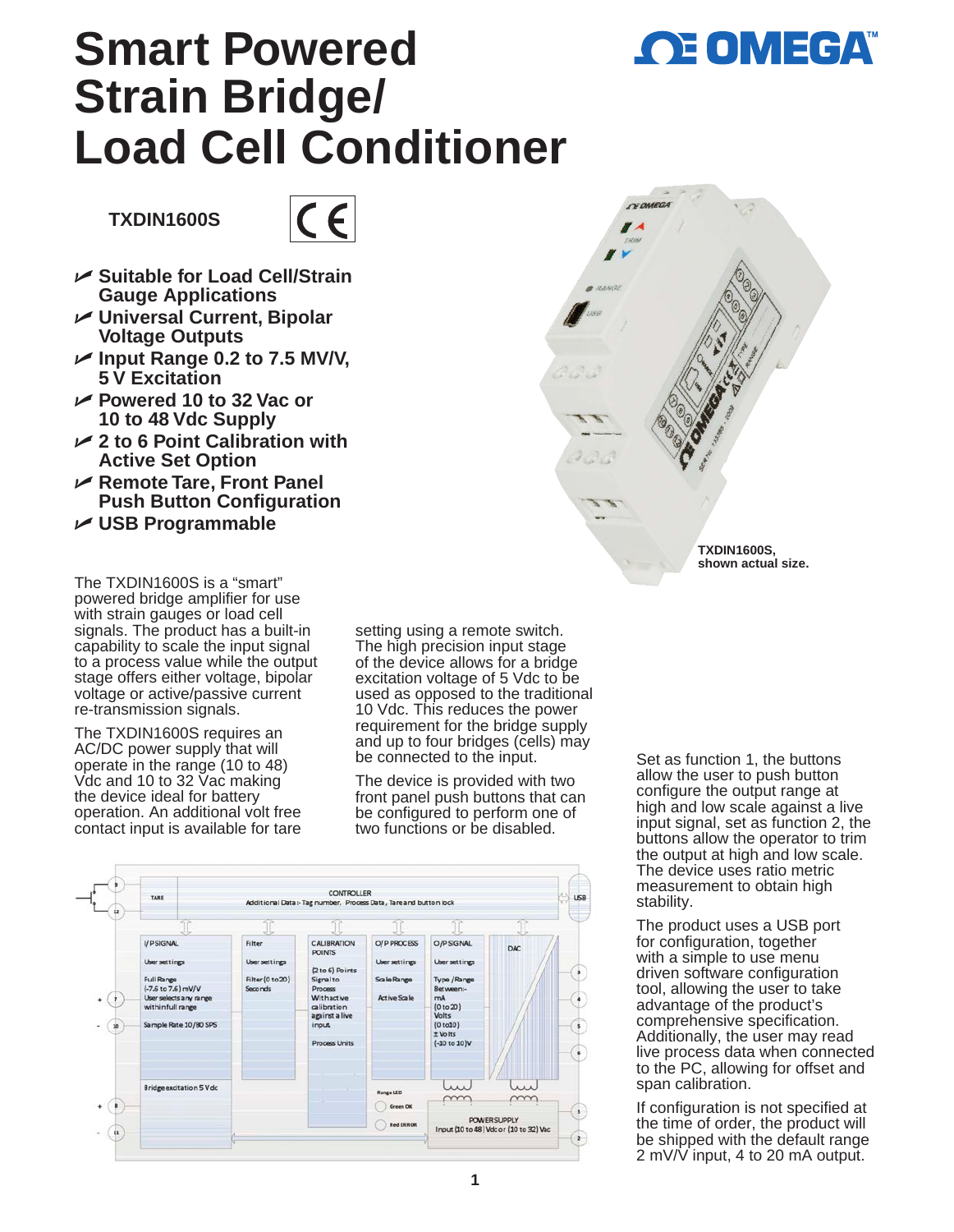# Smart Powered Strain Bridge/ Load Cell Conditioner

**TXDIN1600S**

- **Suitable for Load Cell/Strain Gauge Applications**
- **Universal Current, Bipolar Voltage Outputs**
- **Input Range 0.2 to 7.5 MV/V, 5 V Excitation**
- **Powered 10 to 32 Vac or 10 to 48 Vdc Supply**
- **2 to 6 Point Calibration with Active Set Option**
- **Remote Tare, Front Panel Push Button Configuration**
- **USB Programmable**

**TXDIN1600S, shown actual size.**

The TXDIN1600S is a "smart" powered bridge amplifier for use with strain gauges or load cell signals. The product has a built-in capability to scale the input signal to a process value while the output stage offers either voltage, bipolar voltage or active/passive current re-transmission signals.

The TXDIN1600S requires an AC/DC power supply that will operate in the range (10 to 48) Vdc and 10 to 32 Vac making the device ideal for battery operation. An additional volt free contact input is available for tare setting using a remote switch. The high precision input stage of the device allows for a bridge excitation voltage of 5 Vdc to be used as opposed to the traditional 10 Vdc. This reduces the power requirement for the bridge supply and up to four bridges (cells) may be connected to the input.

The device is provided with two front panel push buttons that can be configured to perform one of two functions or be disabled.

Set as function 1, the buttons allow the user to push button configure the output range at high and low scale against a live input signal, set as function 2, the buttons allow the operator to trim the output at high and low scale. The device uses ratio metric measurement to obtain high stability.

The product uses a USB port for configuration, together with a simple to use menu driven software configuration tool, allowing the user to take advantage of the product's comprehensive specification. Additionally, the user may read live process data when connected to the PC, allowing for offset and span calibration.

If configuration is not specified at the time of order, the product will be shipped with the default range 2 mV/V input, 4 to 20 mA output.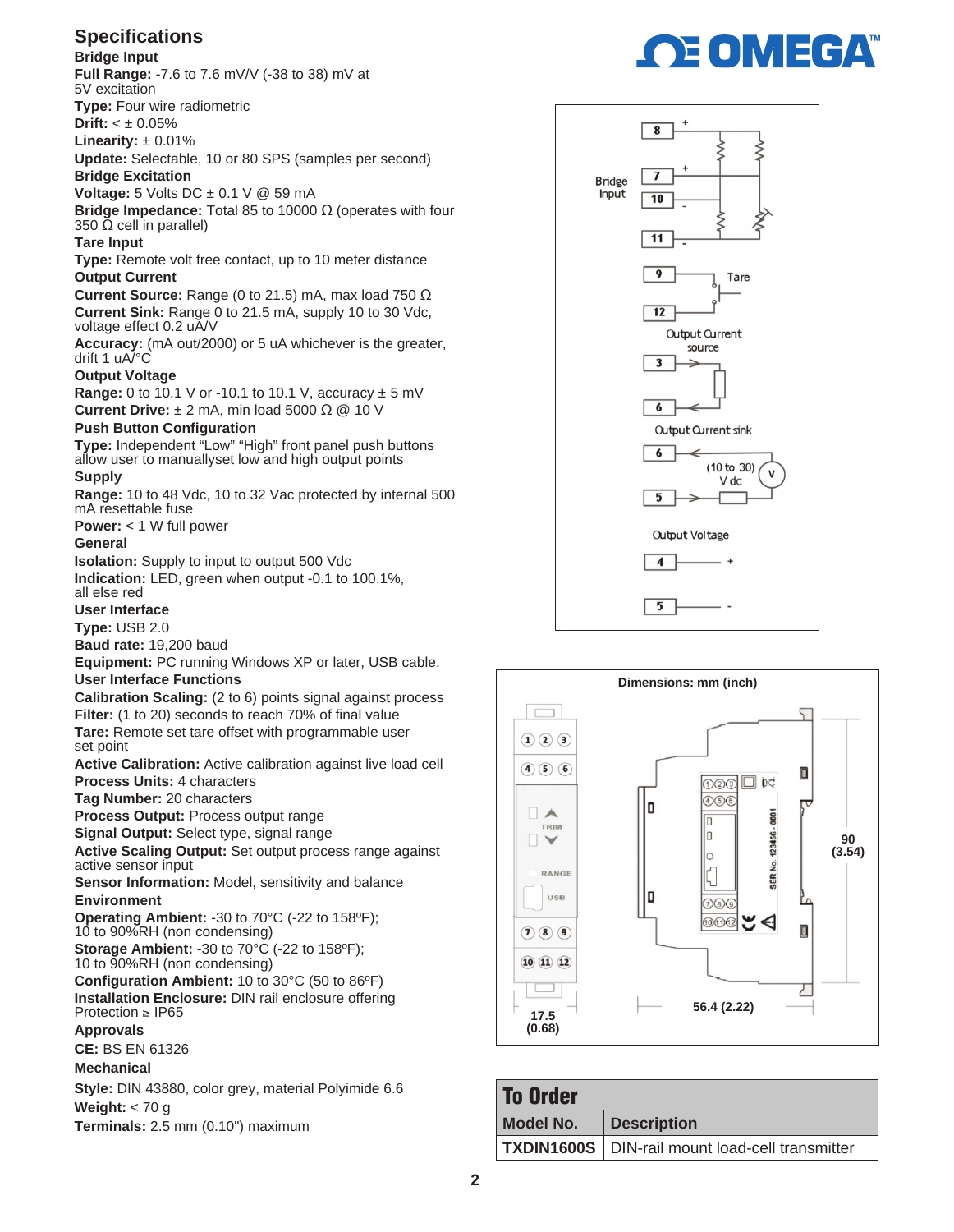## Specifications

**Bridge Input**

**Full Range:** -7.6 to 7.6 mV/V (-38 to 38) mV at 5V excitation

**Type:** Four wire radiometric

**Drift:** < ± 0.05%

**Linearity:** ± 0.01%

**Update:** Selectable, 10 or 80 SPS (samples per second)

**Bridge Excitation**

**Voltage:** 5 Volts DC ± 0.1 V @ 59 mA

**Bridge Impedance:** Total 85 to 10000 Ω (operates with four 350 Ω cell in parallel)

**Tare Input**

**Type:** Remote volt free contact, up to 10 meter distance

**Output Current**

**Current Source:** Range (0 to 21.5) mA, max load 750 Ω

**Current Sink:** Range 0 to 21.5 mA, supply 10 to 30 Vdc, voltage effect 0.2 uA/V

**Accuracy:** (mA out/2000) or 5 uA whichever is the greater, drift 1 uA/°C

**Output Voltage**

**Range:** 0 to 10.1 V or -10.1 to 10.1 V, accuracy ± 5 mV

**Current Drive:** ± 2 mA, min load 5000 Ω @ 10 V

**Push Button Configuration**

**Type:** Independent "Low" "High" front panel push buttons allow user to manuallyset low and high output points

**Supply**

**Range:** 10 to 48 Vdc, 10 to 32 Vac protected by internal 500 mA resettable fuse

**Power:** < 1 W full power

**General**

**Isolation:** Supply to input to output 500 Vdc

**Indication:** LED, green when output -0.1 to 100.1%, all else red

**User Interface**

**Type:** USB 2.0

**Baud rate:** 19,200 baud

**Equipment:** PC running Windows XP or later, USB cable.

**User Interface Functions**

**Calibration Scaling:** (2 to 6) points signal against process

**Filter:** (1 to 20) seconds to reach 70% of final value

**Tare:** Remote set tare offset with programmable user set point

**Active Calibration:** Active calibration against live load cell

**Process Units:** 4 characters

**Tag Number:** 20 characters

**Process Output:** Process output range

**Signal Output:** Select type, signal range

**Active Scaling Output:** Set output process range against active sensor input

**Sensor Information:** Model, sensitivity and balance

**Environment**

**Operating Ambient:** -30 to 70°C (-22 to 158ºF); 10 to 90%RH (non condensing)

**Storage Ambient:** -30 to 70°C (-22 to 158ºF); 10 to 90%RH (non condensing)

**Configuration Ambient:** 10 to 30°C (50 to 86ºF)

**Installation Enclosure:** DIN rail enclosure offering Protection ≥ IP65

**Approvals**

**CE:** BS EN 61326

**Mechanical**

**Style:** DIN 43880, color grey, material Polyimide 6.6

**Weight:** < 70 g

**Terminals:** 2.5 mm (0.10") maximum

Bridge Input
8 +
7 +
10 -
11 -
9 Tare
12
Output Current source
3
6
Output Current sink
6
(10 to 30) V dc
V
5
Output Voltage
4 +
5 -

Dimensions: mm (inch)

90 (3.54)
17.5 (0.68)
56.4 (2.22)
TRIM
RANGE
USB
SER No. 123456 - 0001

## To Order

| Model No. | Description |
|---|---|
| TXDIN1600S | DIN-rail mount load-cell transmitter |